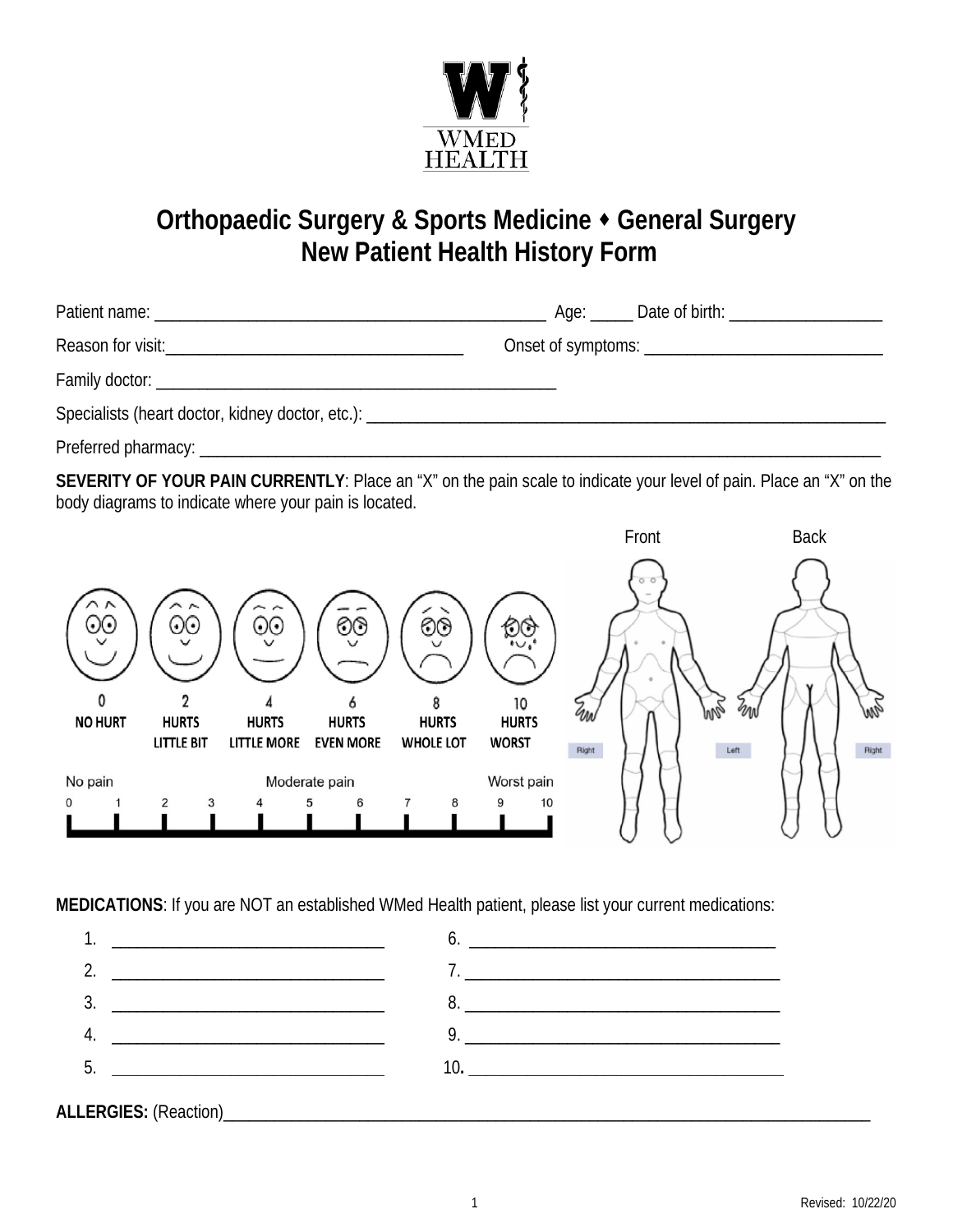**WMED HEALTH**

# Orthopaedic Surgery & Sports Medicine ⬩ General Surgery
# New Patient Health History Form

Patient name: _______________________________________________ Age: _____ Date of birth: __________________

Reason for visit:____________________________________ Onset of symptoms: _____________________________

Family doctor: _________________________________________________

Specialists (heart doctor, kidney doctor, etc.): ________________________________________________________________

Preferred pharmacy: ________________________________________________________________________________

**SEVERITY OF YOUR PAIN CURRENTLY**: Place an "X" on the pain scale to indicate your level of pain. Place an "X" on the body diagrams to indicate where your pain is located.

| 0 | 2 | 4 | 6 | 8 | 10 |
|---|---|---|---|---|---|
| NO HURT | HURTS LITTLE BIT | HURTS LITTLE MORE | HURTS EVEN MORE | HURTS WHOLE LOT | HURTS WORST |

No pain — Moderate pain — Worst pain

0 1 2 3 4 5 6 7 8 9 10

Front — Back

Right — Left — Right

**MEDICATIONS**: If you are NOT an established WMed Health patient, please list your current medications:

1. ________________________________
2. ________________________________
3. ________________________________
4. ________________________________
5. ________________________________
6. ________________________________
7. ________________________________
8. ________________________________
9. ________________________________
10. ________________________________

**ALLERGIES:** (Reaction)________________________________________________________________________________

Revised: 10/22/20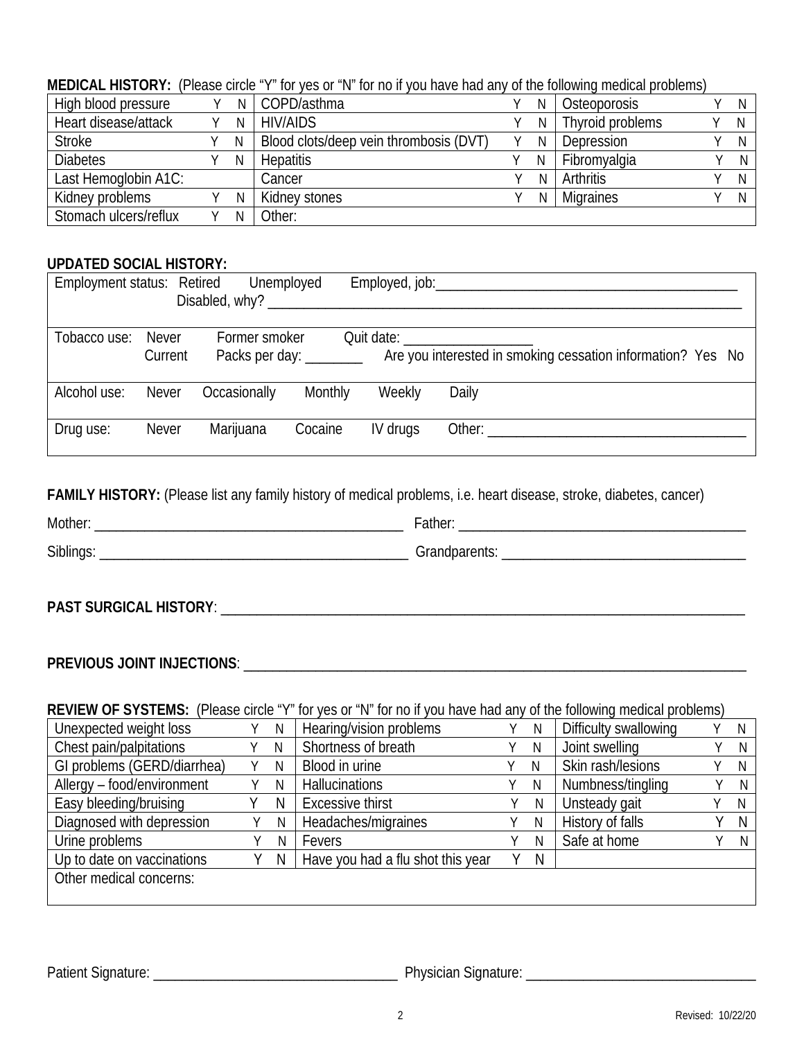**MEDICAL HISTORY:** (Please circle "Y" for yes or "N" for no if you have had any of the following medical problems)

| | | | | | | | | |
|---|---|---|---|---|---|---|---|---|
| High blood pressure | Y | N | COPD/asthma | Y | N | Osteoporosis | Y | N |
| Heart disease/attack | Y | N | HIV/AIDS | Y | N | Thyroid problems | Y | N |
| Stroke | Y | N | Blood clots/deep vein thrombosis (DVT) | Y | N | Depression | Y | N |
| Diabetes | Y | N | Hepatitis | Y | N | Fibromyalgia | Y | N |
| Last Hemoglobin A1C: | | | Cancer | Y | N | Arthritis | Y | N |
| Kidney problems | Y | N | Kidney stones | Y | N | Migraines | Y | N |
| Stomach ulcers/reflux | Y | N | Other: | | | | | |

**UPDATED SOCIAL HISTORY:**

Employment status: Retired Unemployed Employed, job:___________________________________________
Disabled, why? ______________________________________________________________________

Tobacco use: Never Former smoker Quit date: _________________
Current Packs per day: ________ Are you interested in smoking cessation information? Yes No

Alcohol use: Never Occasionally Monthly Weekly Daily

Drug use: Never Marijuana Cocaine IV drugs Other: ____________________________________

**FAMILY HISTORY:** (Please list any family history of medical problems, i.e. heart disease, stroke, diabetes, cancer)

Mother: ____________________________________________ Father: ________________________________________

Siblings: ____________________________________________ Grandparents: __________________________________

**PAST SURGICAL HISTORY**: ____________________________________________________________________________

**PREVIOUS JOINT INJECTIONS**: _________________________________________________________________________

**REVIEW OF SYSTEMS:** (Please circle "Y" for yes or "N" for no if you have had any of the following medical problems)

| | | | | | | | | |
|---|---|---|---|---|---|---|---|---|
| Unexpected weight loss | Y | N | Hearing/vision problems | Y | N | Difficulty swallowing | Y | N |
| Chest pain/palpitations | Y | N | Shortness of breath | Y | N | Joint swelling | Y | N |
| GI problems (GERD/diarrhea) | Y | N | Blood in urine | Y | N | Skin rash/lesions | Y | N |
| Allergy – food/environment | Y | N | Hallucinations | Y | N | Numbness/tingling | Y | N |
| Easy bleeding/bruising | Y | N | Excessive thirst | Y | N | Unsteady gait | Y | N |
| Diagnosed with depression | Y | N | Headaches/migraines | Y | N | History of falls | Y | N |
| Urine problems | Y | N | Fevers | Y | N | Safe at home | Y | N |
| Up to date on vaccinations | Y | N | Have you had a flu shot this year | Y | N | | | |
| Other medical concerns: | | | | | | | | |

Patient Signature: __________________________________ Physician Signature: ________________________________

Revised: 10/22/20